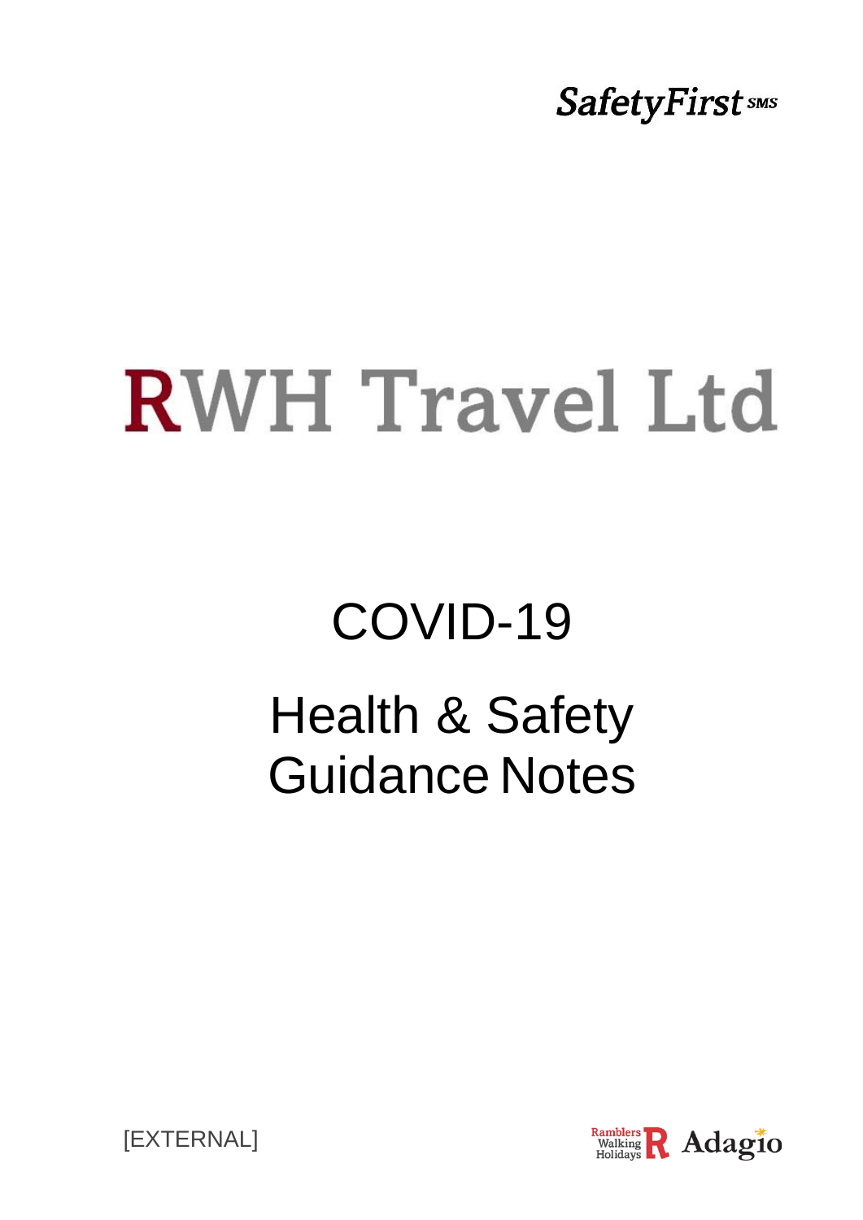SafetyFirst SMS

# RWH Travel Ltd

# COVID-19

# Health & Safety Guidance Notes

[EXTERNAL]

Ramblers Walking Holidays Adagio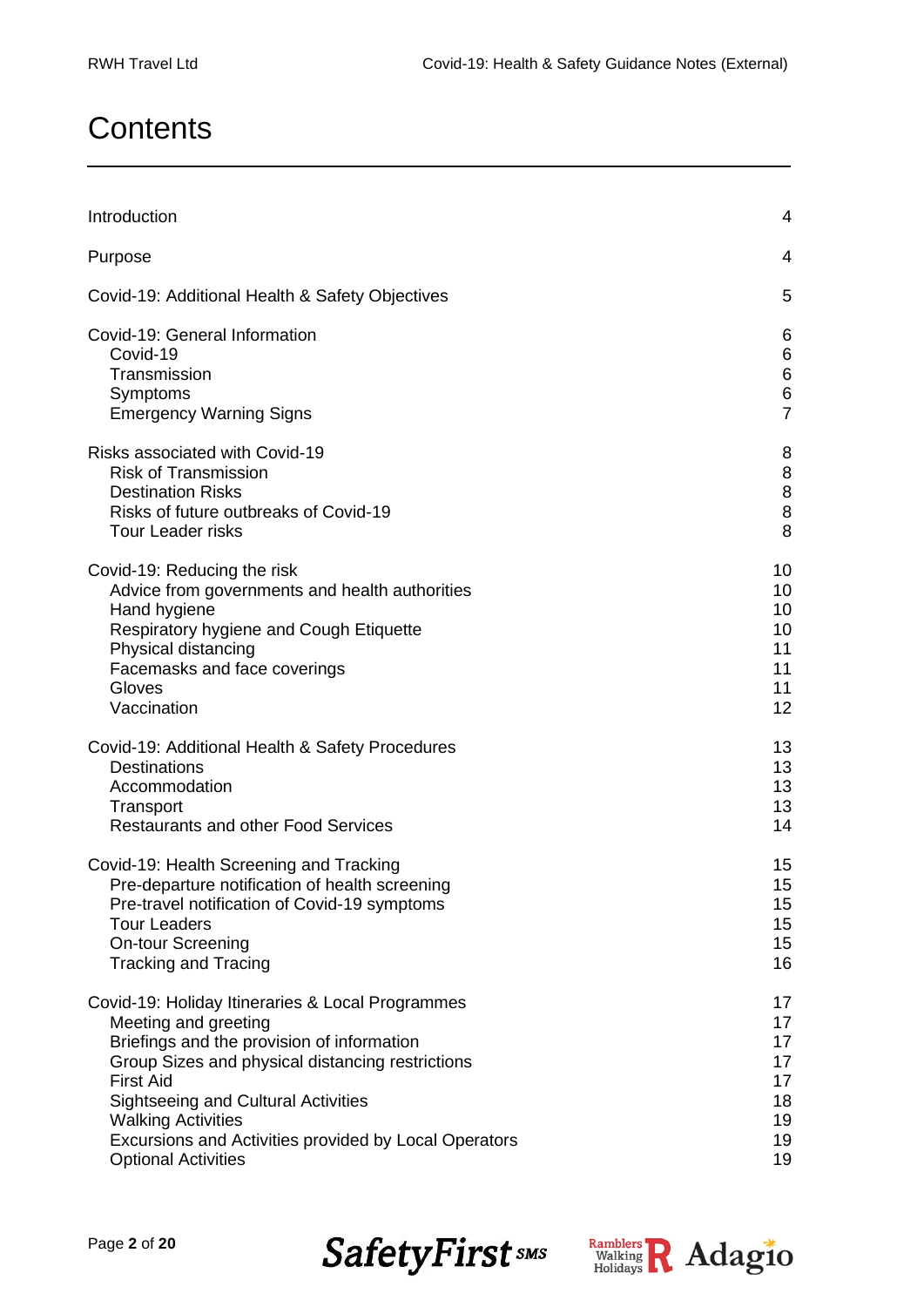# Contents

| | |
|---|---|
| Introduction | 4 |
| Purpose | 4 |
| Covid-19: Additional Health & Safety Objectives | 5 |
| Covid-19: General Information | 6 |
| Covid-19 | 6 |
| Transmission | 6 |
| Symptoms | 6 |
| Emergency Warning Signs | 7 |
| Risks associated with Covid-19 | 8 |
| Risk of Transmission | 8 |
| Destination Risks | 8 |
| Risks of future outbreaks of Covid-19 | 8 |
| Tour Leader risks | 8 |
| Covid-19: Reducing the risk | 10 |
| Advice from governments and health authorities | 10 |
| Hand hygiene | 10 |
| Respiratory hygiene and Cough Etiquette | 10 |
| Physical distancing | 11 |
| Facemasks and face coverings | 11 |
| Gloves | 11 |
| Vaccination | 12 |
| Covid-19: Additional Health & Safety Procedures | 13 |
| Destinations | 13 |
| Accommodation | 13 |
| Transport | 13 |
| Restaurants and other Food Services | 14 |
| Covid-19: Health Screening and Tracking | 15 |
| Pre-departure notification of health screening | 15 |
| Pre-travel notification of Covid-19 symptoms | 15 |
| Tour Leaders | 15 |
| On-tour Screening | 15 |
| Tracking and Tracing | 16 |
| Covid-19: Holiday Itineraries & Local Programmes | 17 |
| Meeting and greeting | 17 |
| Briefings and the provision of information | 17 |
| Group Sizes and physical distancing restrictions | 17 |
| First Aid | 17 |
| Sightseeing and Cultural Activities | 18 |
| Walking Activities | 19 |
| Excursions and Activities provided by Local Operators | 19 |
| Optional Activities | 19 |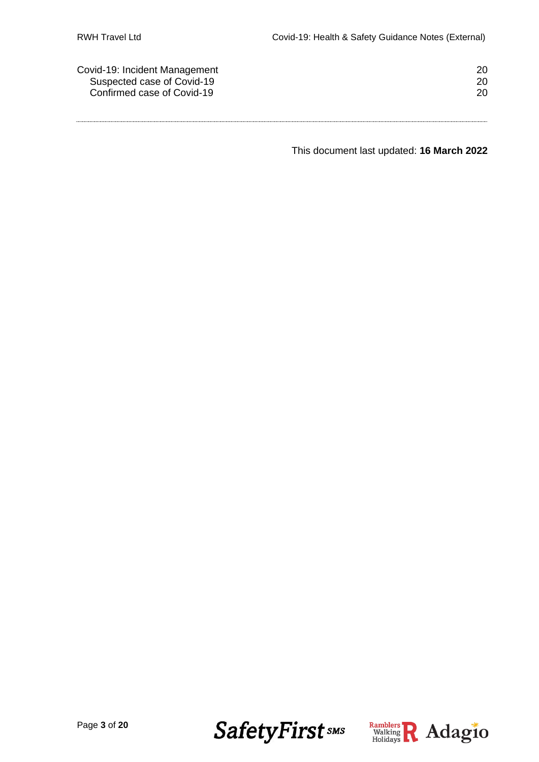| | |
|---|---|
| Covid-19: Incident Management | 20 |
| Suspected case of Covid-19 | 20 |
| Confirmed case of Covid-19 | 20 |

---

This document last updated: **16 March 2022**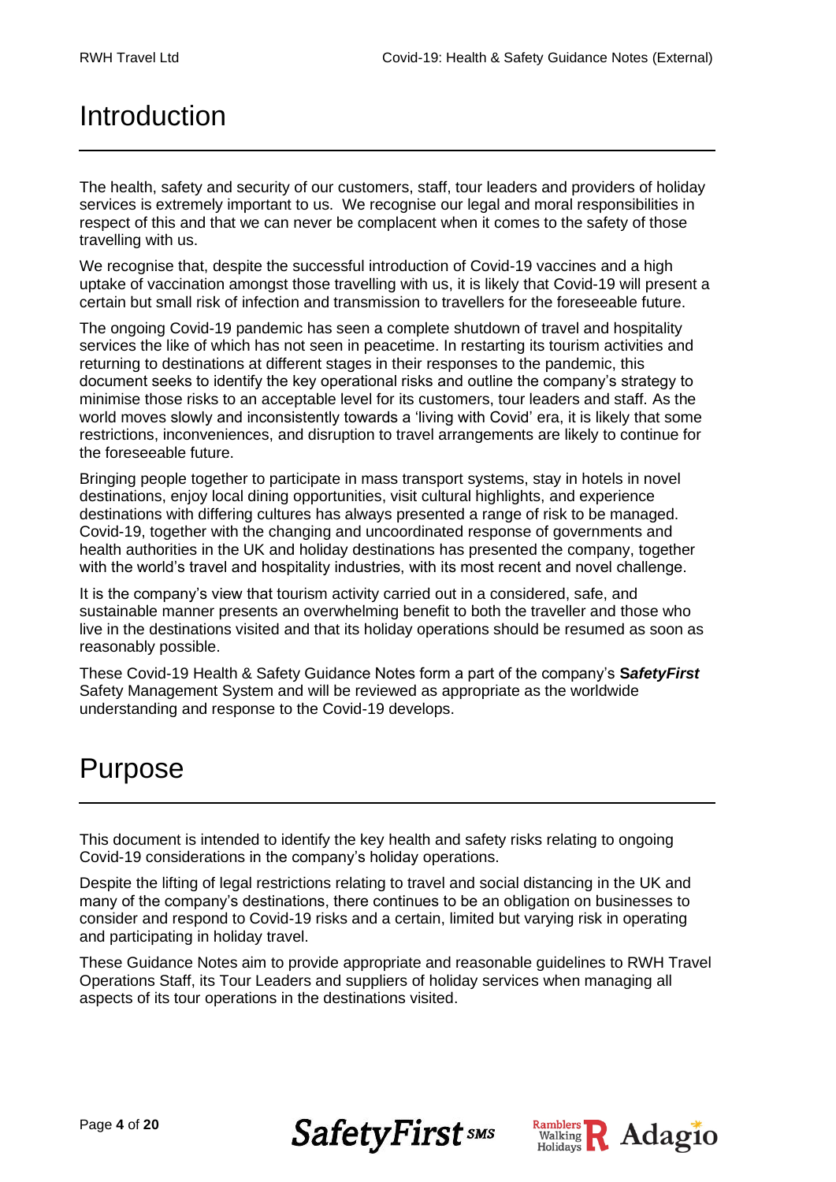# Introduction

The health, safety and security of our customers, staff, tour leaders and providers of holiday services is extremely important to us. We recognise our legal and moral responsibilities in respect of this and that we can never be complacent when it comes to the safety of those travelling with us.

We recognise that, despite the successful introduction of Covid-19 vaccines and a high uptake of vaccination amongst those travelling with us, it is likely that Covid-19 will present a certain but small risk of infection and transmission to travellers for the foreseeable future.

The ongoing Covid-19 pandemic has seen a complete shutdown of travel and hospitality services the like of which has not seen in peacetime. In restarting its tourism activities and returning to destinations at different stages in their responses to the pandemic, this document seeks to identify the key operational risks and outline the company's strategy to minimise those risks to an acceptable level for its customers, tour leaders and staff. As the world moves slowly and inconsistently towards a 'living with Covid' era, it is likely that some restrictions, inconveniences, and disruption to travel arrangements are likely to continue for the foreseeable future.

Bringing people together to participate in mass transport systems, stay in hotels in novel destinations, enjoy local dining opportunities, visit cultural highlights, and experience destinations with differing cultures has always presented a range of risk to be managed. Covid-19, together with the changing and uncoordinated response of governments and health authorities in the UK and holiday destinations has presented the company, together with the world's travel and hospitality industries, with its most recent and novel challenge.

It is the company's view that tourism activity carried out in a considered, safe, and sustainable manner presents an overwhelming benefit to both the traveller and those who live in the destinations visited and that its holiday operations should be resumed as soon as reasonably possible.

These Covid-19 Health & Safety Guidance Notes form a part of the company's ***SafetyFirst*** Safety Management System and will be reviewed as appropriate as the worldwide understanding and response to the Covid-19 develops.

# Purpose

This document is intended to identify the key health and safety risks relating to ongoing Covid-19 considerations in the company's holiday operations.

Despite the lifting of legal restrictions relating to travel and social distancing in the UK and many of the company's destinations, there continues to be an obligation on businesses to consider and respond to Covid-19 risks and a certain, limited but varying risk in operating and participating in holiday travel.

These Guidance Notes aim to provide appropriate and reasonable guidelines to RWH Travel Operations Staff, its Tour Leaders and suppliers of holiday services when managing all aspects of its tour operations in the destinations visited.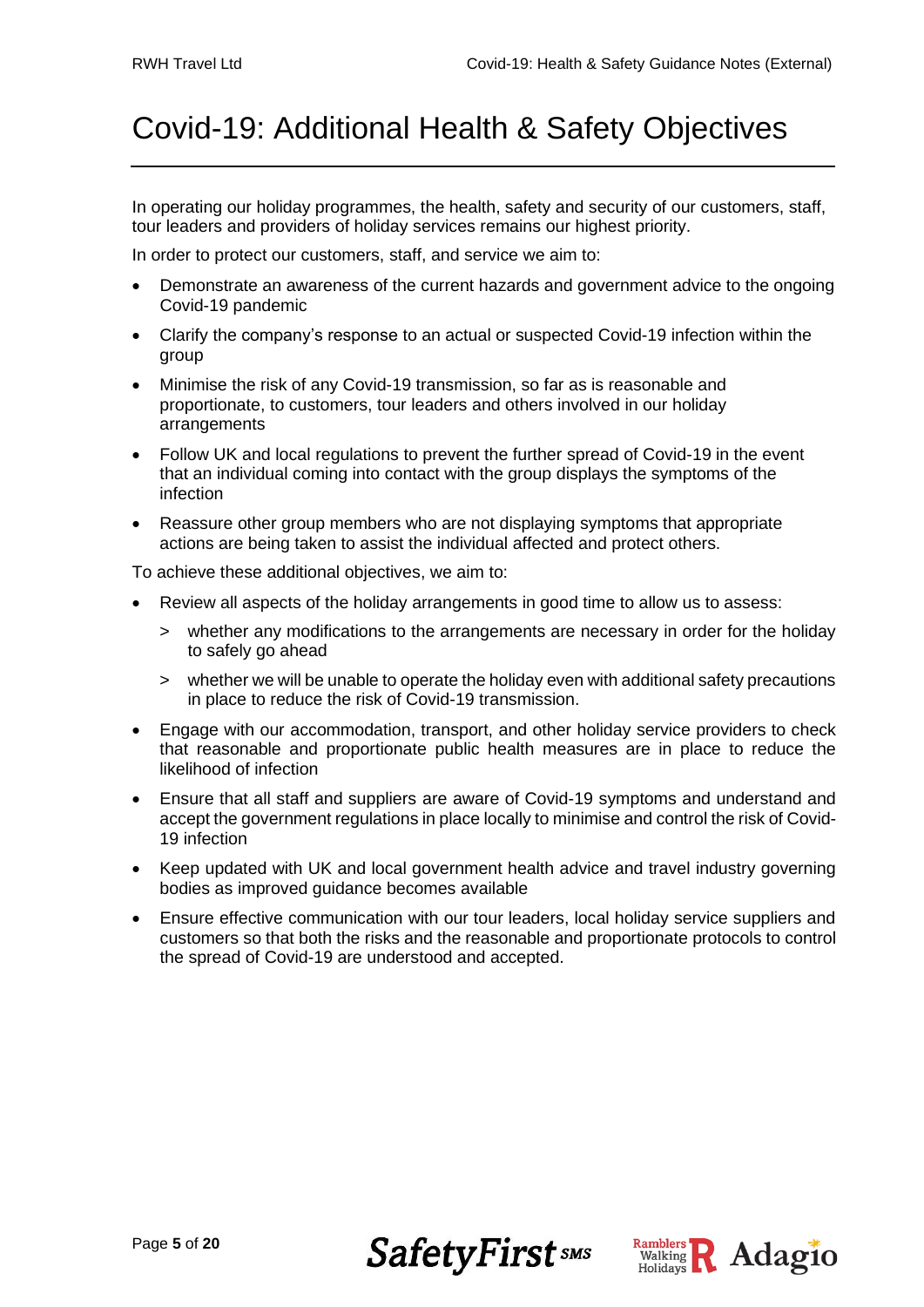# Covid-19: Additional Health & Safety Objectives

In operating our holiday programmes, the health, safety and security of our customers, staff, tour leaders and providers of holiday services remains our highest priority.

In order to protect our customers, staff, and service we aim to:

- Demonstrate an awareness of the current hazards and government advice to the ongoing Covid-19 pandemic
- Clarify the company's response to an actual or suspected Covid-19 infection within the group
- Minimise the risk of any Covid-19 transmission, so far as is reasonable and proportionate, to customers, tour leaders and others involved in our holiday arrangements
- Follow UK and local regulations to prevent the further spread of Covid-19 in the event that an individual coming into contact with the group displays the symptoms of the infection
- Reassure other group members who are not displaying symptoms that appropriate actions are being taken to assist the individual affected and protect others.

To achieve these additional objectives, we aim to:

- Review all aspects of the holiday arrangements in good time to allow us to assess:
  - whether any modifications to the arrangements are necessary in order for the holiday to safely go ahead
  - whether we will be unable to operate the holiday even with additional safety precautions in place to reduce the risk of Covid-19 transmission.
- Engage with our accommodation, transport, and other holiday service providers to check that reasonable and proportionate public health measures are in place to reduce the likelihood of infection
- Ensure that all staff and suppliers are aware of Covid-19 symptoms and understand and accept the government regulations in place locally to minimise and control the risk of Covid-19 infection
- Keep updated with UK and local government health advice and travel industry governing bodies as improved guidance becomes available
- Ensure effective communication with our tour leaders, local holiday service suppliers and customers so that both the risks and the reasonable and proportionate protocols to control the spread of Covid-19 are understood and accepted.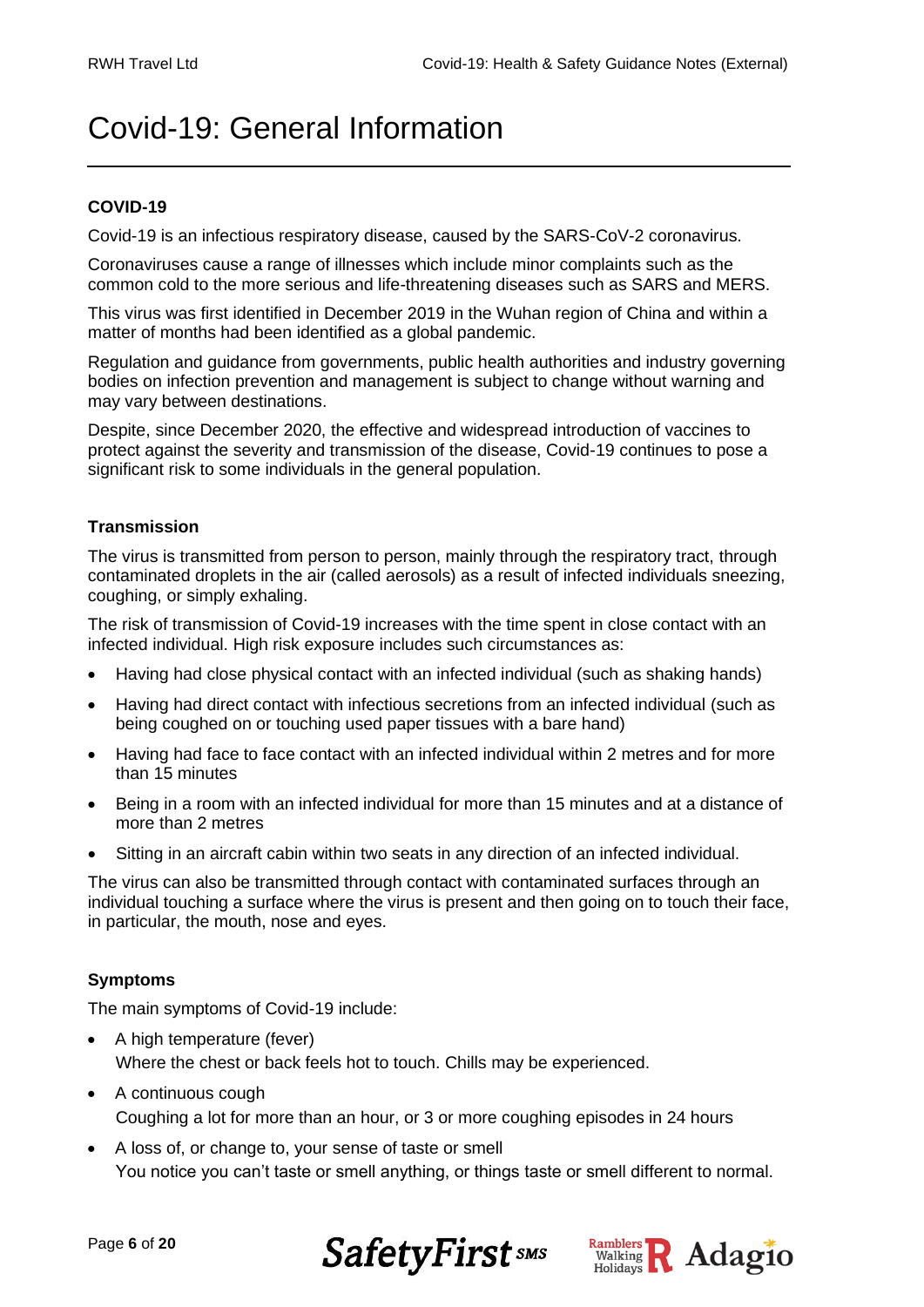# Covid-19: General Information

### COVID-19

Covid-19 is an infectious respiratory disease, caused by the SARS-CoV-2 coronavirus.

Coronaviruses cause a range of illnesses which include minor complaints such as the common cold to the more serious and life-threatening diseases such as SARS and MERS.

This virus was first identified in December 2019 in the Wuhan region of China and within a matter of months had been identified as a global pandemic.

Regulation and guidance from governments, public health authorities and industry governing bodies on infection prevention and management is subject to change without warning and may vary between destinations.

Despite, since December 2020, the effective and widespread introduction of vaccines to protect against the severity and transmission of the disease, Covid-19 continues to pose a significant risk to some individuals in the general population.

### Transmission

The virus is transmitted from person to person, mainly through the respiratory tract, through contaminated droplets in the air (called aerosols) as a result of infected individuals sneezing, coughing, or simply exhaling.

The risk of transmission of Covid-19 increases with the time spent in close contact with an infected individual. High risk exposure includes such circumstances as:

- Having had close physical contact with an infected individual (such as shaking hands)
- Having had direct contact with infectious secretions from an infected individual (such as being coughed on or touching used paper tissues with a bare hand)
- Having had face to face contact with an infected individual within 2 metres and for more than 15 minutes
- Being in a room with an infected individual for more than 15 minutes and at a distance of more than 2 metres
- Sitting in an aircraft cabin within two seats in any direction of an infected individual.

The virus can also be transmitted through contact with contaminated surfaces through an individual touching a surface where the virus is present and then going on to touch their face, in particular, the mouth, nose and eyes.

### Symptoms

The main symptoms of Covid-19 include:

- A high temperature (fever)
  Where the chest or back feels hot to touch. Chills may be experienced.
- A continuous cough
  Coughing a lot for more than an hour, or 3 or more coughing episodes in 24 hours
- A loss of, or change to, your sense of taste or smell
  You notice you can't taste or smell anything, or things taste or smell different to normal.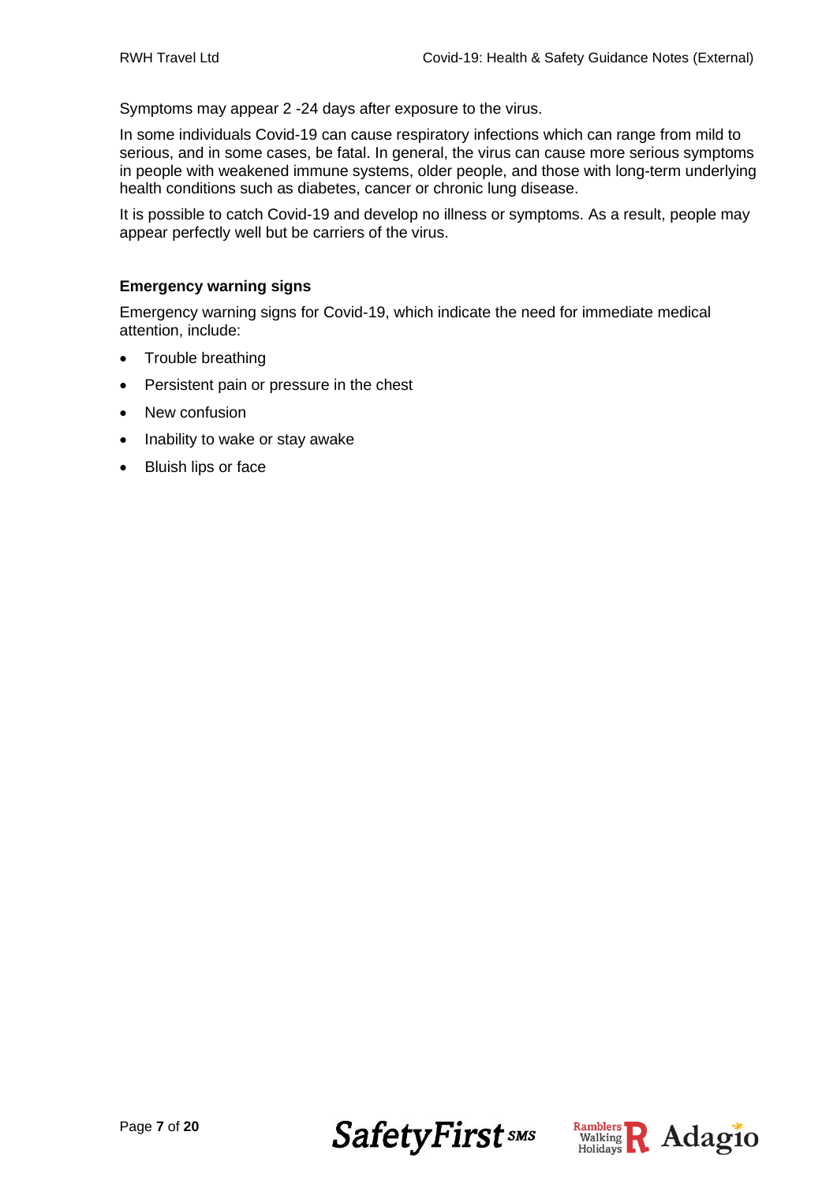Symptoms may appear 2 -24 days after exposure to the virus.

In some individuals Covid-19 can cause respiratory infections which can range from mild to serious, and in some cases, be fatal. In general, the virus can cause more serious symptoms in people with weakened immune systems, older people, and those with long-term underlying health conditions such as diabetes, cancer or chronic lung disease.

It is possible to catch Covid-19 and develop no illness or symptoms. As a result, people may appear perfectly well but be carriers of the virus.

**Emergency warning signs**

Emergency warning signs for Covid-19, which indicate the need for immediate medical attention, include:

- Trouble breathing
- Persistent pain or pressure in the chest
- New confusion
- Inability to wake or stay awake
- Bluish lips or face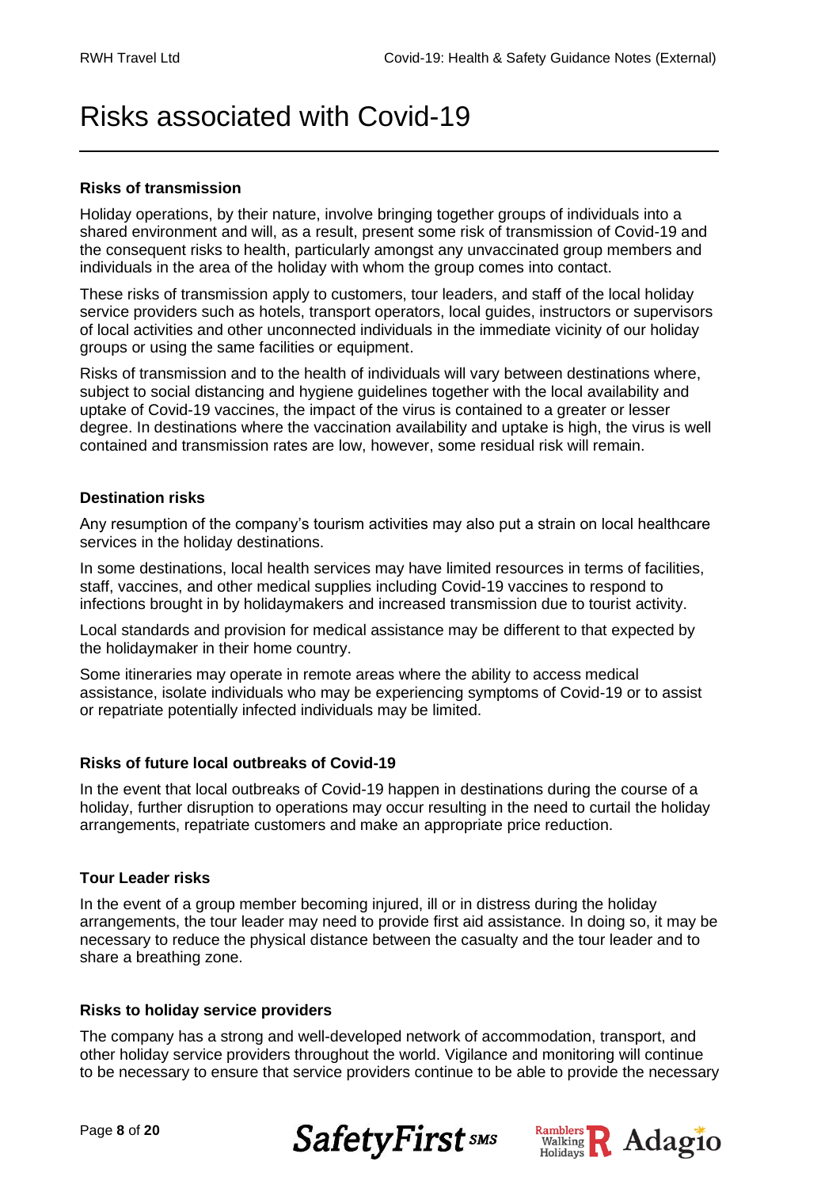# Risks associated with Covid-19

**Risks of transmission**

Holiday operations, by their nature, involve bringing together groups of individuals into a shared environment and will, as a result, present some risk of transmission of Covid-19 and the consequent risks to health, particularly amongst any unvaccinated group members and individuals in the area of the holiday with whom the group comes into contact.

These risks of transmission apply to customers, tour leaders, and staff of the local holiday service providers such as hotels, transport operators, local guides, instructors or supervisors of local activities and other unconnected individuals in the immediate vicinity of our holiday groups or using the same facilities or equipment.

Risks of transmission and to the health of individuals will vary between destinations where, subject to social distancing and hygiene guidelines together with the local availability and uptake of Covid-19 vaccines, the impact of the virus is contained to a greater or lesser degree. In destinations where the vaccination availability and uptake is high, the virus is well contained and transmission rates are low, however, some residual risk will remain.

**Destination risks**

Any resumption of the company's tourism activities may also put a strain on local healthcare services in the holiday destinations.

In some destinations, local health services may have limited resources in terms of facilities, staff, vaccines, and other medical supplies including Covid-19 vaccines to respond to infections brought in by holidaymakers and increased transmission due to tourist activity.

Local standards and provision for medical assistance may be different to that expected by the holidaymaker in their home country.

Some itineraries may operate in remote areas where the ability to access medical assistance, isolate individuals who may be experiencing symptoms of Covid-19 or to assist or repatriate potentially infected individuals may be limited.

**Risks of future local outbreaks of Covid-19**

In the event that local outbreaks of Covid-19 happen in destinations during the course of a holiday, further disruption to operations may occur resulting in the need to curtail the holiday arrangements, repatriate customers and make an appropriate price reduction.

**Tour Leader risks**

In the event of a group member becoming injured, ill or in distress during the holiday arrangements, the tour leader may need to provide first aid assistance. In doing so, it may be necessary to reduce the physical distance between the casualty and the tour leader and to share a breathing zone.

**Risks to holiday service providers**

The company has a strong and well-developed network of accommodation, transport, and other holiday service providers throughout the world. Vigilance and monitoring will continue to be necessary to ensure that service providers continue to be able to provide the necessary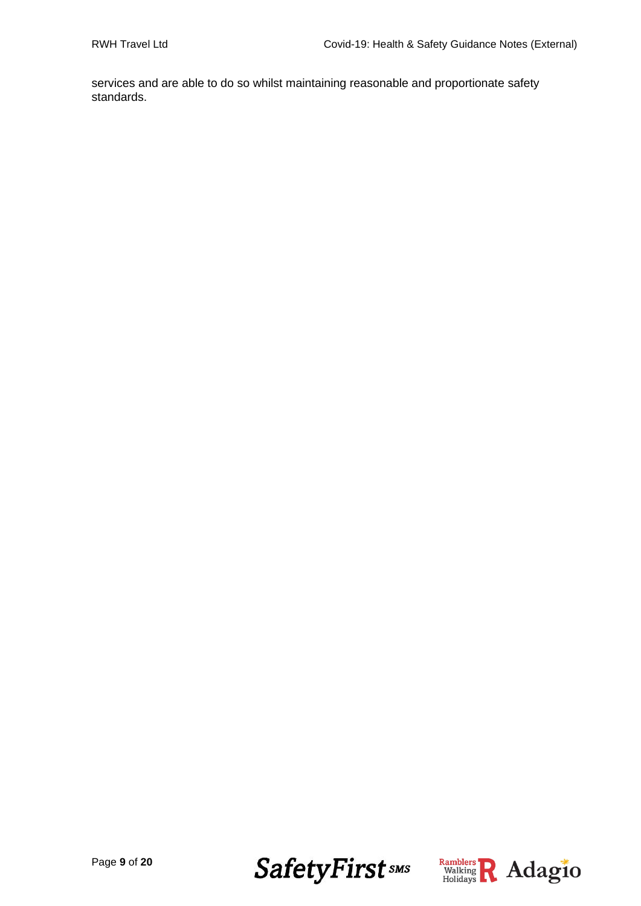services and are able to do so whilst maintaining reasonable and proportionate safety standards.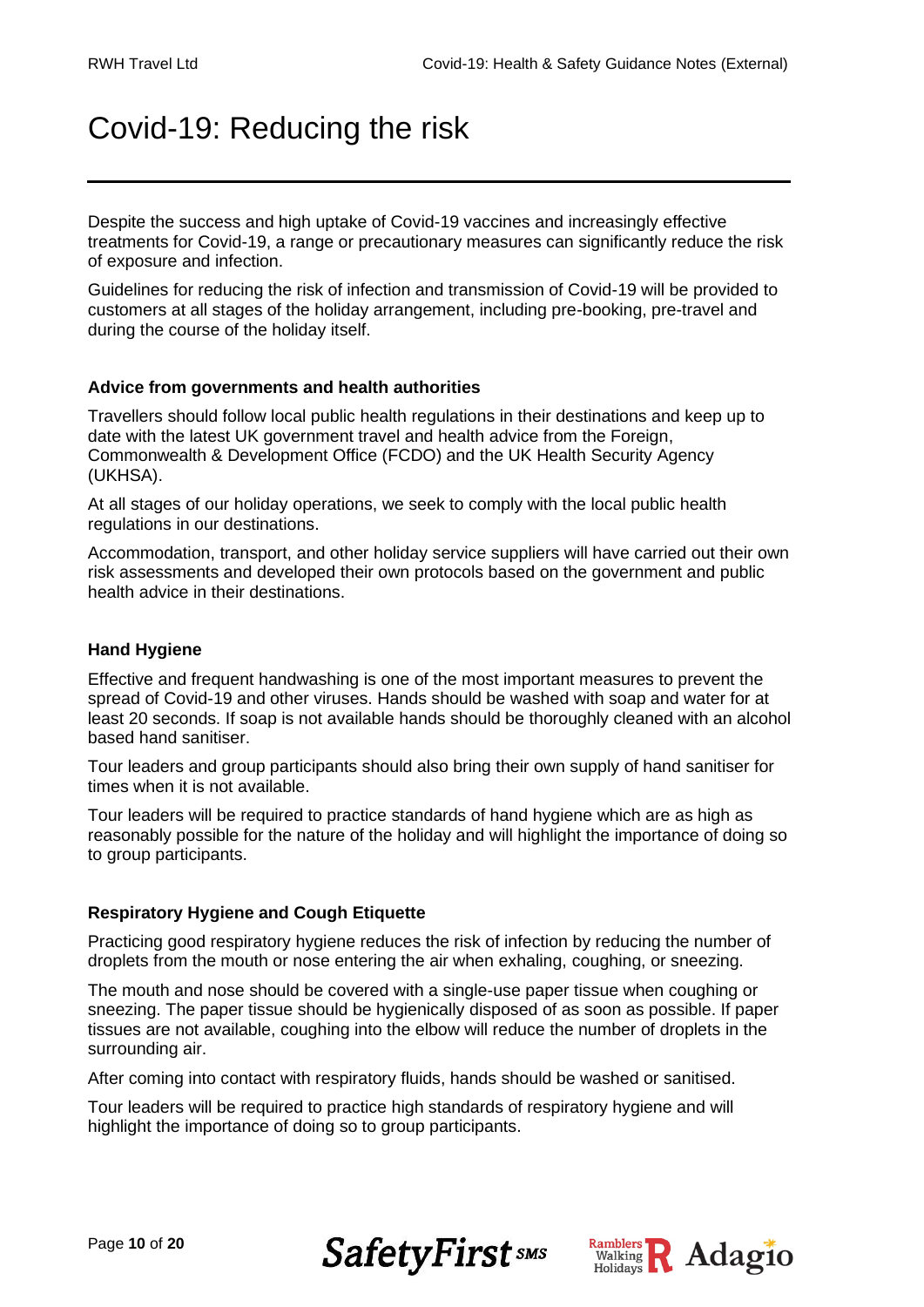# Covid-19: Reducing the risk

Despite the success and high uptake of Covid-19 vaccines and increasingly effective treatments for Covid-19, a range or precautionary measures can significantly reduce the risk of exposure and infection.

Guidelines for reducing the risk of infection and transmission of Covid-19 will be provided to customers at all stages of the holiday arrangement, including pre-booking, pre-travel and during the course of the holiday itself.

### Advice from governments and health authorities

Travellers should follow local public health regulations in their destinations and keep up to date with the latest UK government travel and health advice from the Foreign, Commonwealth & Development Office (FCDO) and the UK Health Security Agency (UKHSA).

At all stages of our holiday operations, we seek to comply with the local public health regulations in our destinations.

Accommodation, transport, and other holiday service suppliers will have carried out their own risk assessments and developed their own protocols based on the government and public health advice in their destinations.

### Hand Hygiene

Effective and frequent handwashing is one of the most important measures to prevent the spread of Covid-19 and other viruses. Hands should be washed with soap and water for at least 20 seconds. If soap is not available hands should be thoroughly cleaned with an alcohol based hand sanitiser.

Tour leaders and group participants should also bring their own supply of hand sanitiser for times when it is not available.

Tour leaders will be required to practice standards of hand hygiene which are as high as reasonably possible for the nature of the holiday and will highlight the importance of doing so to group participants.

### Respiratory Hygiene and Cough Etiquette

Practicing good respiratory hygiene reduces the risk of infection by reducing the number of droplets from the mouth or nose entering the air when exhaling, coughing, or sneezing.

The mouth and nose should be covered with a single-use paper tissue when coughing or sneezing. The paper tissue should be hygienically disposed of as soon as possible. If paper tissues are not available, coughing into the elbow will reduce the number of droplets in the surrounding air.

After coming into contact with respiratory fluids, hands should be washed or sanitised.

Tour leaders will be required to practice high standards of respiratory hygiene and will highlight the importance of doing so to group participants.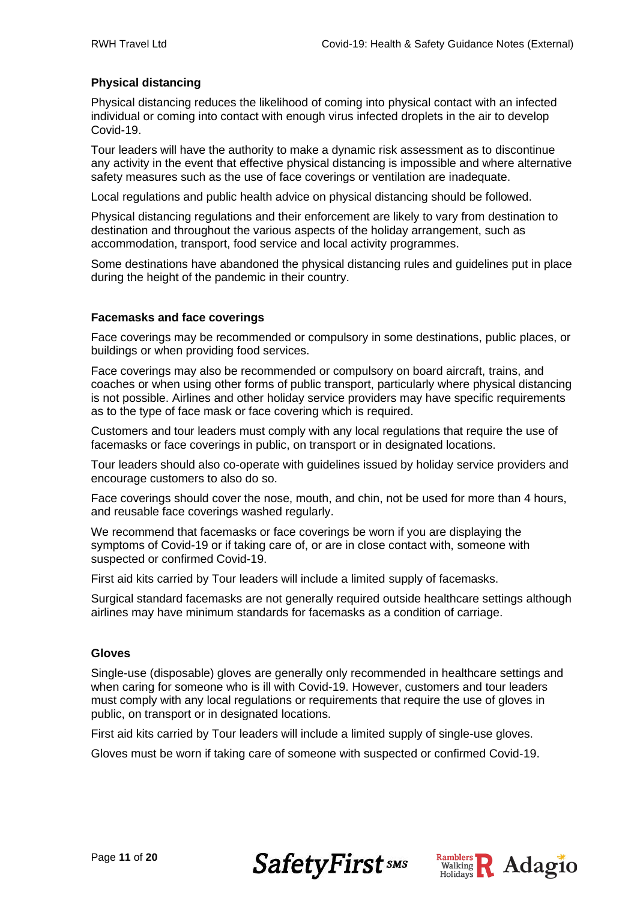### Physical distancing

Physical distancing reduces the likelihood of coming into physical contact with an infected individual or coming into contact with enough virus infected droplets in the air to develop Covid-19.

Tour leaders will have the authority to make a dynamic risk assessment as to discontinue any activity in the event that effective physical distancing is impossible and where alternative safety measures such as the use of face coverings or ventilation are inadequate.

Local regulations and public health advice on physical distancing should be followed.

Physical distancing regulations and their enforcement are likely to vary from destination to destination and throughout the various aspects of the holiday arrangement, such as accommodation, transport, food service and local activity programmes.

Some destinations have abandoned the physical distancing rules and guidelines put in place during the height of the pandemic in their country.

### Facemasks and face coverings

Face coverings may be recommended or compulsory in some destinations, public places, or buildings or when providing food services.

Face coverings may also be recommended or compulsory on board aircraft, trains, and coaches or when using other forms of public transport, particularly where physical distancing is not possible. Airlines and other holiday service providers may have specific requirements as to the type of face mask or face covering which is required.

Customers and tour leaders must comply with any local regulations that require the use of facemasks or face coverings in public, on transport or in designated locations.

Tour leaders should also co-operate with guidelines issued by holiday service providers and encourage customers to also do so.

Face coverings should cover the nose, mouth, and chin, not be used for more than 4 hours, and reusable face coverings washed regularly.

We recommend that facemasks or face coverings be worn if you are displaying the symptoms of Covid-19 or if taking care of, or are in close contact with, someone with suspected or confirmed Covid-19.

First aid kits carried by Tour leaders will include a limited supply of facemasks.

Surgical standard facemasks are not generally required outside healthcare settings although airlines may have minimum standards for facemasks as a condition of carriage.

### Gloves

Single-use (disposable) gloves are generally only recommended in healthcare settings and when caring for someone who is ill with Covid-19. However, customers and tour leaders must comply with any local regulations or requirements that require the use of gloves in public, on transport or in designated locations.

First aid kits carried by Tour leaders will include a limited supply of single-use gloves.

Gloves must be worn if taking care of someone with suspected or confirmed Covid-19.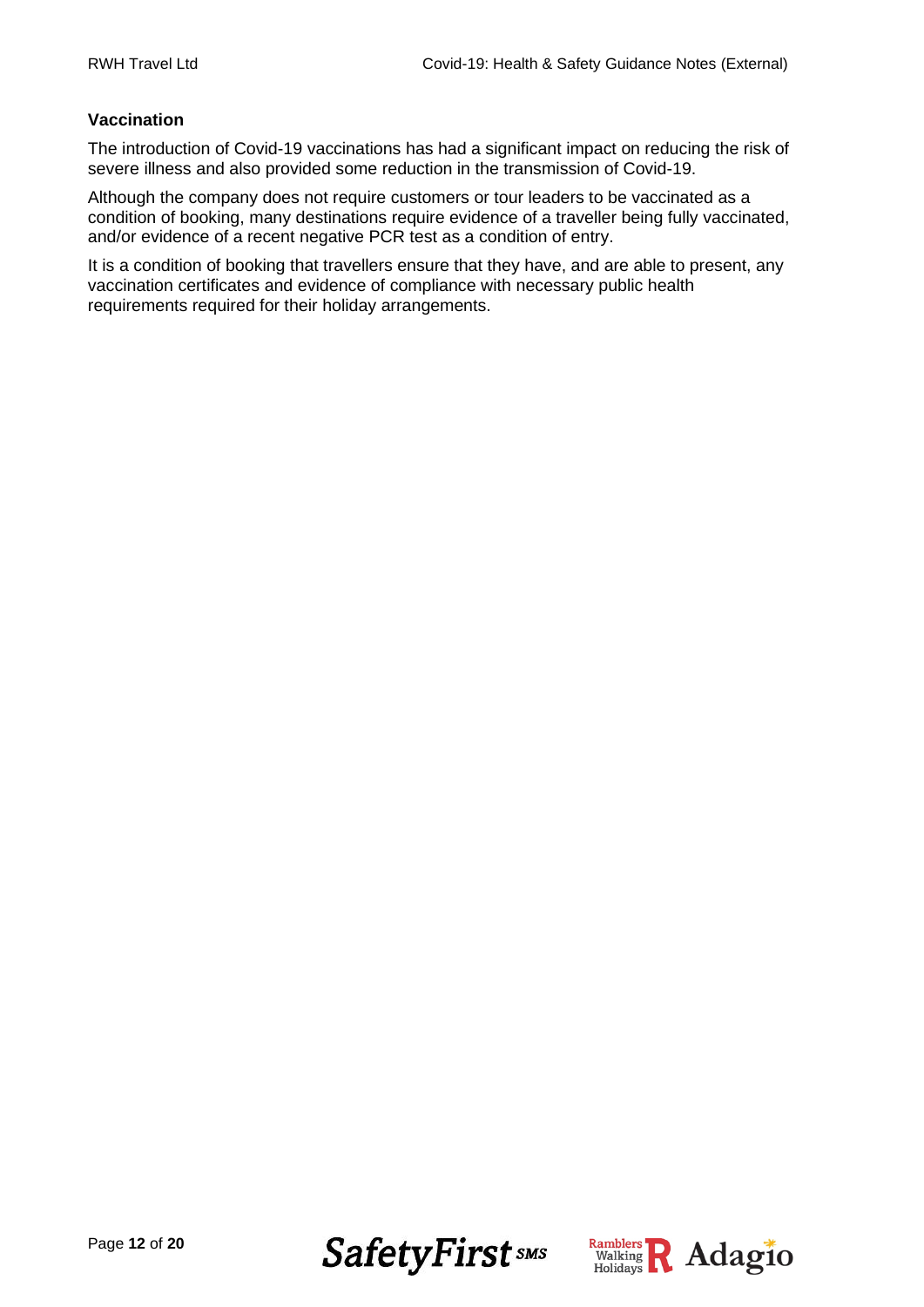### Vaccination

The introduction of Covid-19 vaccinations has had a significant impact on reducing the risk of severe illness and also provided some reduction in the transmission of Covid-19.

Although the company does not require customers or tour leaders to be vaccinated as a condition of booking, many destinations require evidence of a traveller being fully vaccinated, and/or evidence of a recent negative PCR test as a condition of entry.

It is a condition of booking that travellers ensure that they have, and are able to present, any vaccination certificates and evidence of compliance with necessary public health requirements required for their holiday arrangements.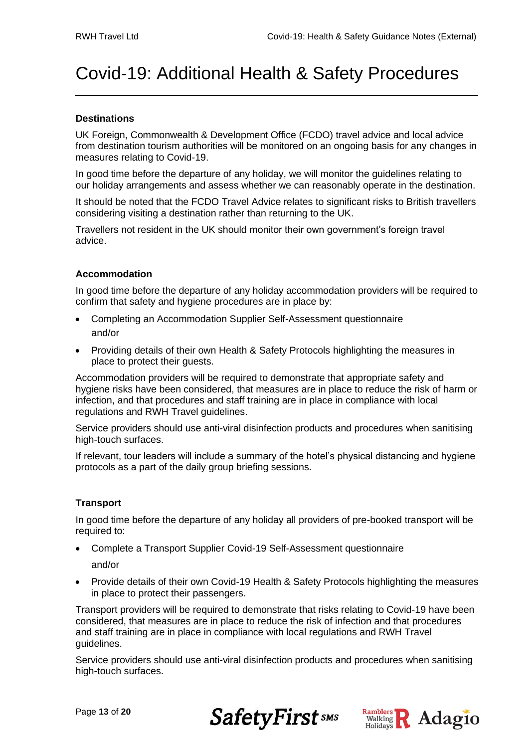# Covid-19: Additional Health & Safety Procedures

**Destinations**

UK Foreign, Commonwealth & Development Office (FCDO) travel advice and local advice from destination tourism authorities will be monitored on an ongoing basis for any changes in measures relating to Covid-19.

In good time before the departure of any holiday, we will monitor the guidelines relating to our holiday arrangements and assess whether we can reasonably operate in the destination.

It should be noted that the FCDO Travel Advice relates to significant risks to British travellers considering visiting a destination rather than returning to the UK.

Travellers not resident in the UK should monitor their own government's foreign travel advice.

**Accommodation**

In good time before the departure of any holiday accommodation providers will be required to confirm that safety and hygiene procedures are in place by:

- Completing an Accommodation Supplier Self-Assessment questionnaire
  and/or
- Providing details of their own Health & Safety Protocols highlighting the measures in place to protect their guests.

Accommodation providers will be required to demonstrate that appropriate safety and hygiene risks have been considered, that measures are in place to reduce the risk of harm or infection, and that procedures and staff training are in place in compliance with local regulations and RWH Travel guidelines.

Service providers should use anti-viral disinfection products and procedures when sanitising high-touch surfaces.

If relevant, tour leaders will include a summary of the hotel's physical distancing and hygiene protocols as a part of the daily group briefing sessions.

**Transport**

In good time before the departure of any holiday all providers of pre-booked transport will be required to:

- Complete a Transport Supplier Covid-19 Self-Assessment questionnaire

  and/or
- Provide details of their own Covid-19 Health & Safety Protocols highlighting the measures in place to protect their passengers.

Transport providers will be required to demonstrate that risks relating to Covid-19 have been considered, that measures are in place to reduce the risk of infection and that procedures and staff training are in place in compliance with local regulations and RWH Travel guidelines.

Service providers should use anti-viral disinfection products and procedures when sanitising high-touch surfaces.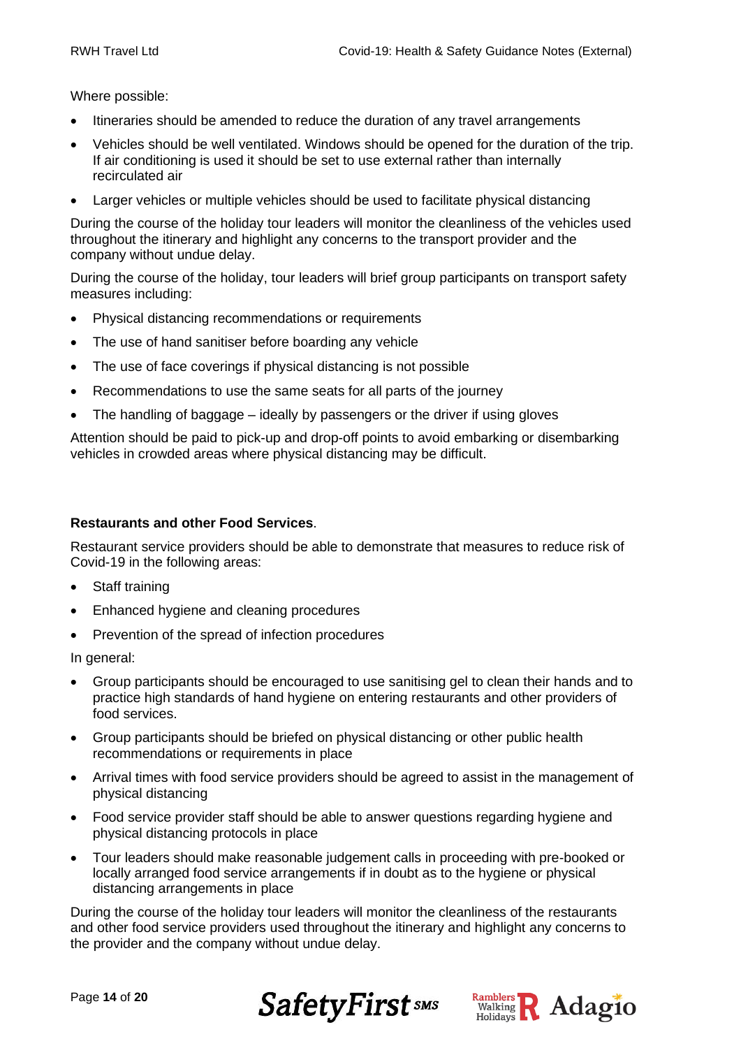Where possible:

- Itineraries should be amended to reduce the duration of any travel arrangements
- Vehicles should be well ventilated. Windows should be opened for the duration of the trip. If air conditioning is used it should be set to use external rather than internally recirculated air
- Larger vehicles or multiple vehicles should be used to facilitate physical distancing

During the course of the holiday tour leaders will monitor the cleanliness of the vehicles used throughout the itinerary and highlight any concerns to the transport provider and the company without undue delay.

During the course of the holiday, tour leaders will brief group participants on transport safety measures including:

- Physical distancing recommendations or requirements
- The use of hand sanitiser before boarding any vehicle
- The use of face coverings if physical distancing is not possible
- Recommendations to use the same seats for all parts of the journey
- The handling of baggage – ideally by passengers or the driver if using gloves

Attention should be paid to pick-up and drop-off points to avoid embarking or disembarking vehicles in crowded areas where physical distancing may be difficult.

**Restaurants and other Food Services**.

Restaurant service providers should be able to demonstrate that measures to reduce risk of Covid-19 in the following areas:

- Staff training
- Enhanced hygiene and cleaning procedures
- Prevention of the spread of infection procedures

In general:

- Group participants should be encouraged to use sanitising gel to clean their hands and to practice high standards of hand hygiene on entering restaurants and other providers of food services.
- Group participants should be briefed on physical distancing or other public health recommendations or requirements in place
- Arrival times with food service providers should be agreed to assist in the management of physical distancing
- Food service provider staff should be able to answer questions regarding hygiene and physical distancing protocols in place
- Tour leaders should make reasonable judgement calls in proceeding with pre-booked or locally arranged food service arrangements if in doubt as to the hygiene or physical distancing arrangements in place

During the course of the holiday tour leaders will monitor the cleanliness of the restaurants and other food service providers used throughout the itinerary and highlight any concerns to the provider and the company without undue delay.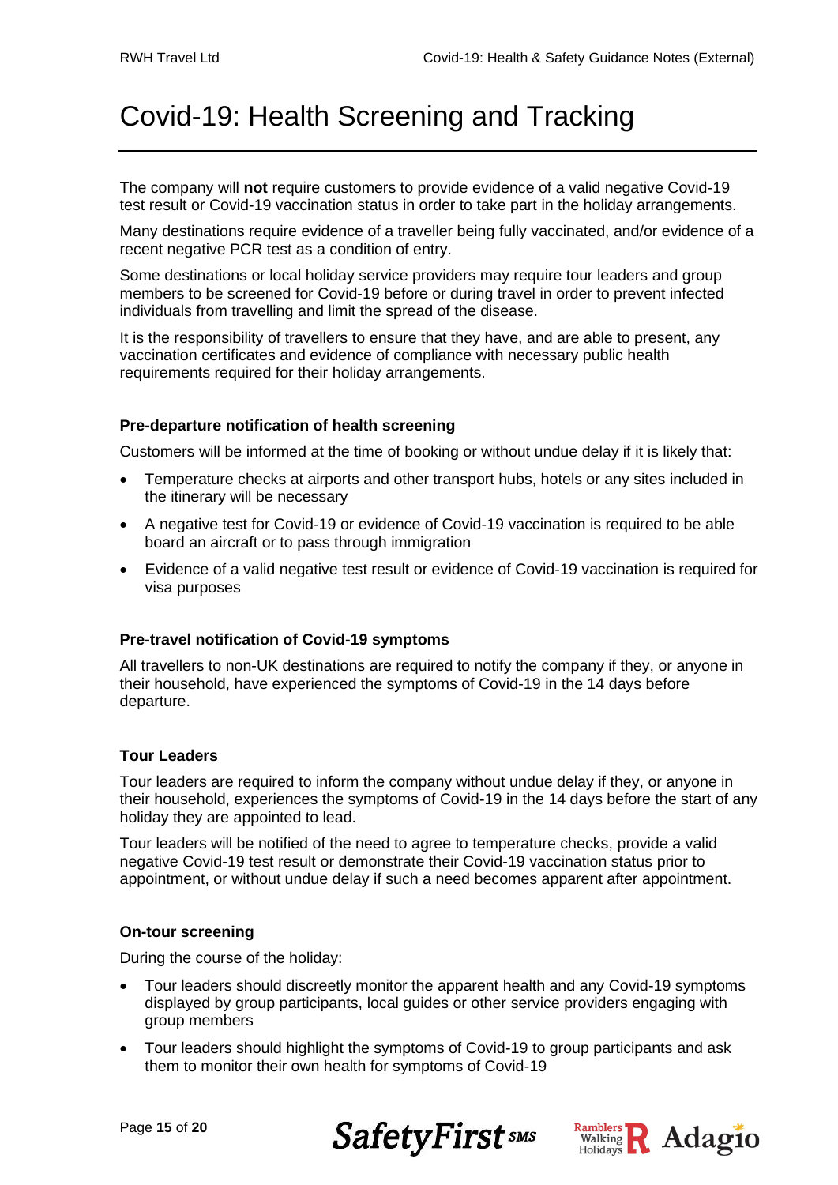# Covid-19: Health Screening and Tracking

The company will **not** require customers to provide evidence of a valid negative Covid-19 test result or Covid-19 vaccination status in order to take part in the holiday arrangements.

Many destinations require evidence of a traveller being fully vaccinated, and/or evidence of a recent negative PCR test as a condition of entry.

Some destinations or local holiday service providers may require tour leaders and group members to be screened for Covid-19 before or during travel in order to prevent infected individuals from travelling and limit the spread of the disease.

It is the responsibility of travellers to ensure that they have, and are able to present, any vaccination certificates and evidence of compliance with necessary public health requirements required for their holiday arrangements.

### Pre-departure notification of health screening

Customers will be informed at the time of booking or without undue delay if it is likely that:

- Temperature checks at airports and other transport hubs, hotels or any sites included in the itinerary will be necessary
- A negative test for Covid-19 or evidence of Covid-19 vaccination is required to be able board an aircraft or to pass through immigration
- Evidence of a valid negative test result or evidence of Covid-19 vaccination is required for visa purposes

### Pre-travel notification of Covid-19 symptoms

All travellers to non-UK destinations are required to notify the company if they, or anyone in their household, have experienced the symptoms of Covid-19 in the 14 days before departure.

### Tour Leaders

Tour leaders are required to inform the company without undue delay if they, or anyone in their household, experiences the symptoms of Covid-19 in the 14 days before the start of any holiday they are appointed to lead.

Tour leaders will be notified of the need to agree to temperature checks, provide a valid negative Covid-19 test result or demonstrate their Covid-19 vaccination status prior to appointment, or without undue delay if such a need becomes apparent after appointment.

### On-tour screening

During the course of the holiday:

- Tour leaders should discreetly monitor the apparent health and any Covid-19 symptoms displayed by group participants, local guides or other service providers engaging with group members
- Tour leaders should highlight the symptoms of Covid-19 to group participants and ask them to monitor their own health for symptoms of Covid-19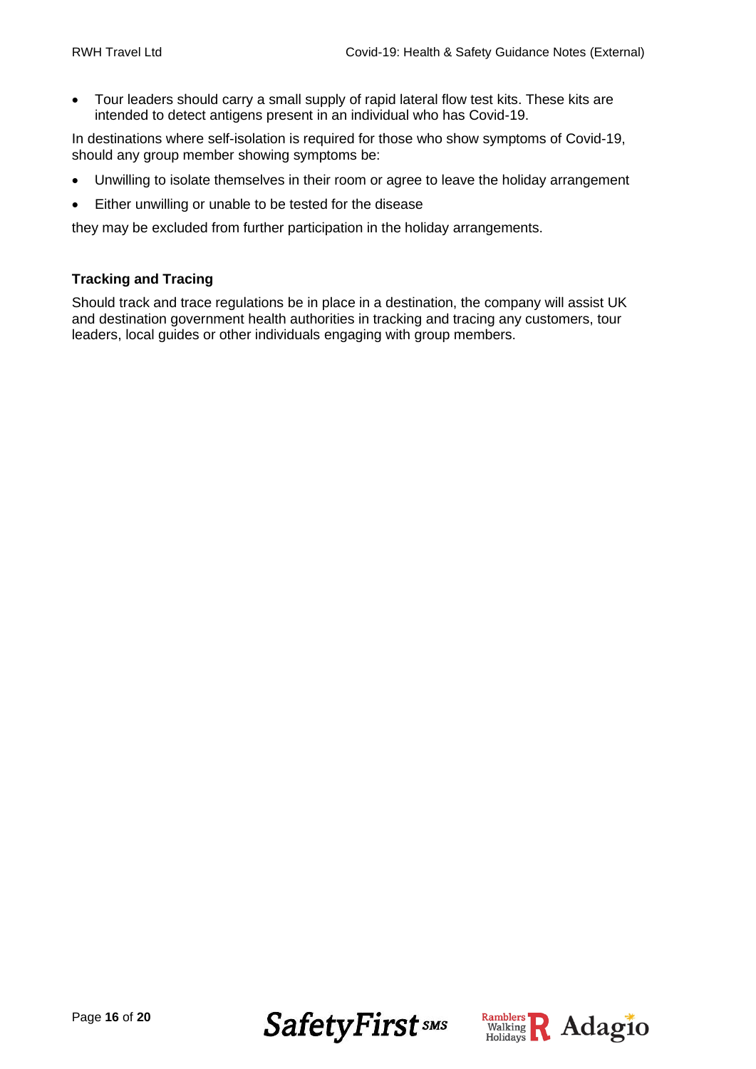- Tour leaders should carry a small supply of rapid lateral flow test kits. These kits are intended to detect antigens present in an individual who has Covid-19.

In destinations where self-isolation is required for those who show symptoms of Covid-19, should any group member showing symptoms be:

- Unwilling to isolate themselves in their room or agree to leave the holiday arrangement
- Either unwilling or unable to be tested for the disease

they may be excluded from further participation in the holiday arrangements.

### Tracking and Tracing

Should track and trace regulations be in place in a destination, the company will assist UK and destination government health authorities in tracking and tracing any customers, tour leaders, local guides or other individuals engaging with group members.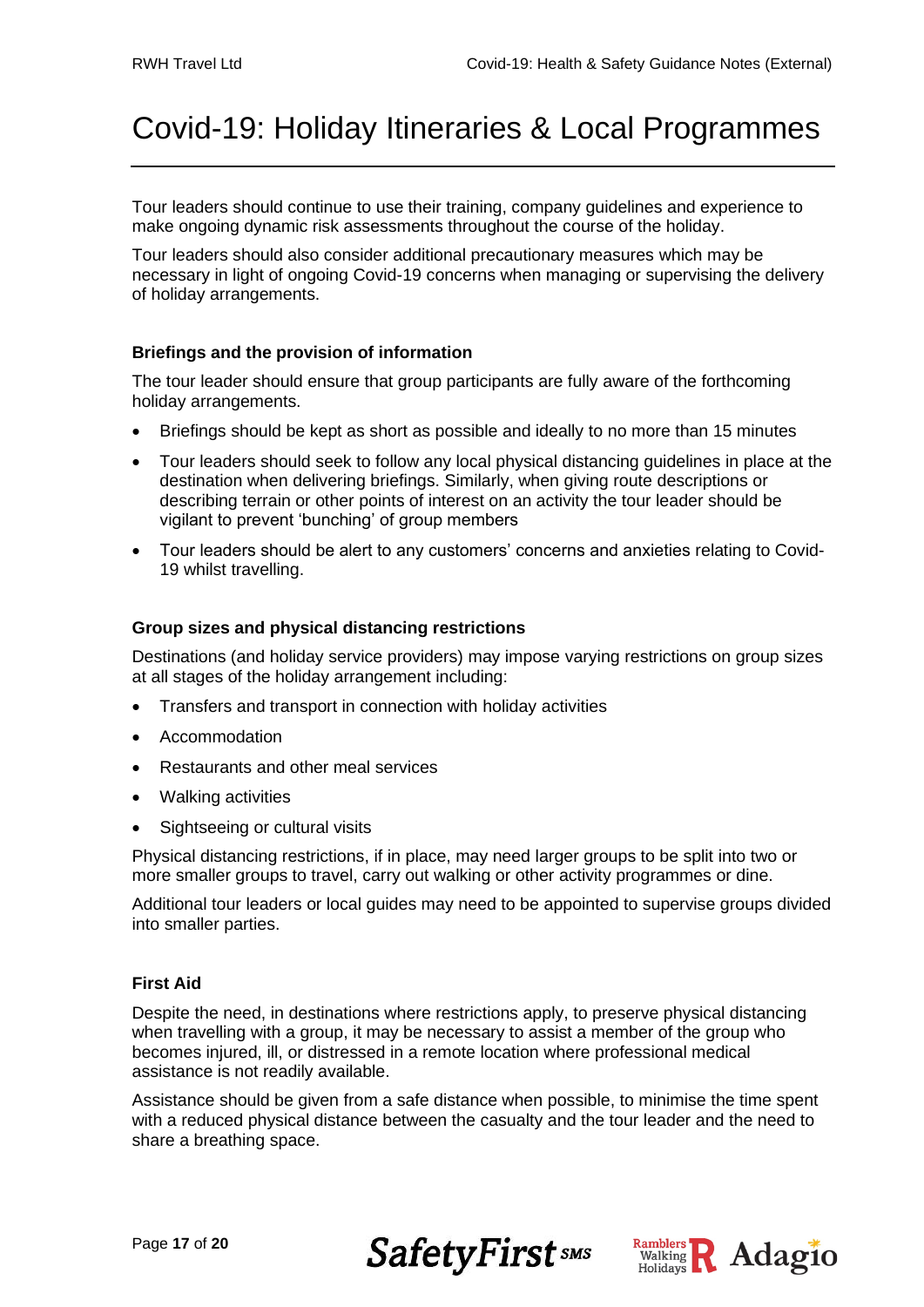# Covid-19: Holiday Itineraries & Local Programmes

Tour leaders should continue to use their training, company guidelines and experience to make ongoing dynamic risk assessments throughout the course of the holiday.

Tour leaders should also consider additional precautionary measures which may be necessary in light of ongoing Covid-19 concerns when managing or supervising the delivery of holiday arrangements.

### Briefings and the provision of information

The tour leader should ensure that group participants are fully aware of the forthcoming holiday arrangements.

- Briefings should be kept as short as possible and ideally to no more than 15 minutes
- Tour leaders should seek to follow any local physical distancing guidelines in place at the destination when delivering briefings. Similarly, when giving route descriptions or describing terrain or other points of interest on an activity the tour leader should be vigilant to prevent 'bunching' of group members
- Tour leaders should be alert to any customers' concerns and anxieties relating to Covid-19 whilst travelling.

### Group sizes and physical distancing restrictions

Destinations (and holiday service providers) may impose varying restrictions on group sizes at all stages of the holiday arrangement including:

- Transfers and transport in connection with holiday activities
- Accommodation
- Restaurants and other meal services
- Walking activities
- Sightseeing or cultural visits

Physical distancing restrictions, if in place, may need larger groups to be split into two or more smaller groups to travel, carry out walking or other activity programmes or dine.

Additional tour leaders or local guides may need to be appointed to supervise groups divided into smaller parties.

### First Aid

Despite the need, in destinations where restrictions apply, to preserve physical distancing when travelling with a group, it may be necessary to assist a member of the group who becomes injured, ill, or distressed in a remote location where professional medical assistance is not readily available.

Assistance should be given from a safe distance when possible, to minimise the time spent with a reduced physical distance between the casualty and the tour leader and the need to share a breathing space.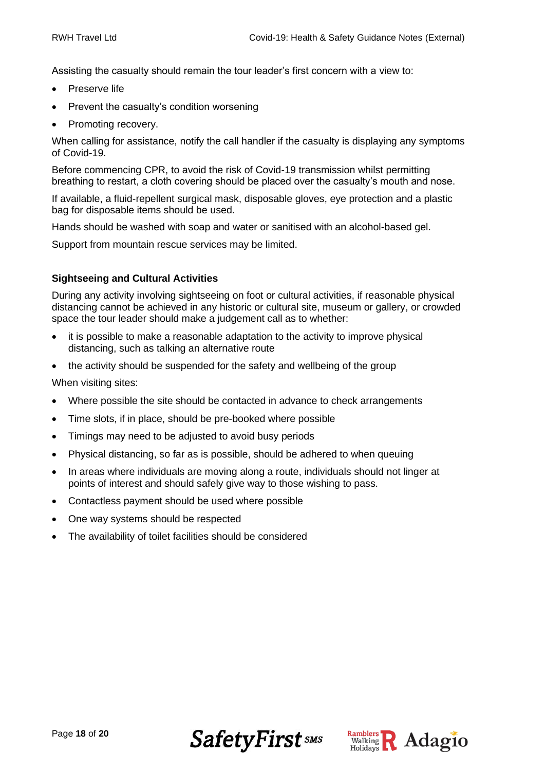Assisting the casualty should remain the tour leader's first concern with a view to:

- Preserve life
- Prevent the casualty's condition worsening
- Promoting recovery.

When calling for assistance, notify the call handler if the casualty is displaying any symptoms of Covid-19.

Before commencing CPR, to avoid the risk of Covid-19 transmission whilst permitting breathing to restart, a cloth covering should be placed over the casualty's mouth and nose.

If available, a fluid-repellent surgical mask, disposable gloves, eye protection and a plastic bag for disposable items should be used.

Hands should be washed with soap and water or sanitised with an alcohol-based gel.

Support from mountain rescue services may be limited.

### Sightseeing and Cultural Activities

During any activity involving sightseeing on foot or cultural activities, if reasonable physical distancing cannot be achieved in any historic or cultural site, museum or gallery, or crowded space the tour leader should make a judgement call as to whether:

- it is possible to make a reasonable adaptation to the activity to improve physical distancing, such as talking an alternative route
- the activity should be suspended for the safety and wellbeing of the group

When visiting sites:

- Where possible the site should be contacted in advance to check arrangements
- Time slots, if in place, should be pre-booked where possible
- Timings may need to be adjusted to avoid busy periods
- Physical distancing, so far as is possible, should be adhered to when queuing
- In areas where individuals are moving along a route, individuals should not linger at points of interest and should safely give way to those wishing to pass.
- Contactless payment should be used where possible
- One way systems should be respected
- The availability of toilet facilities should be considered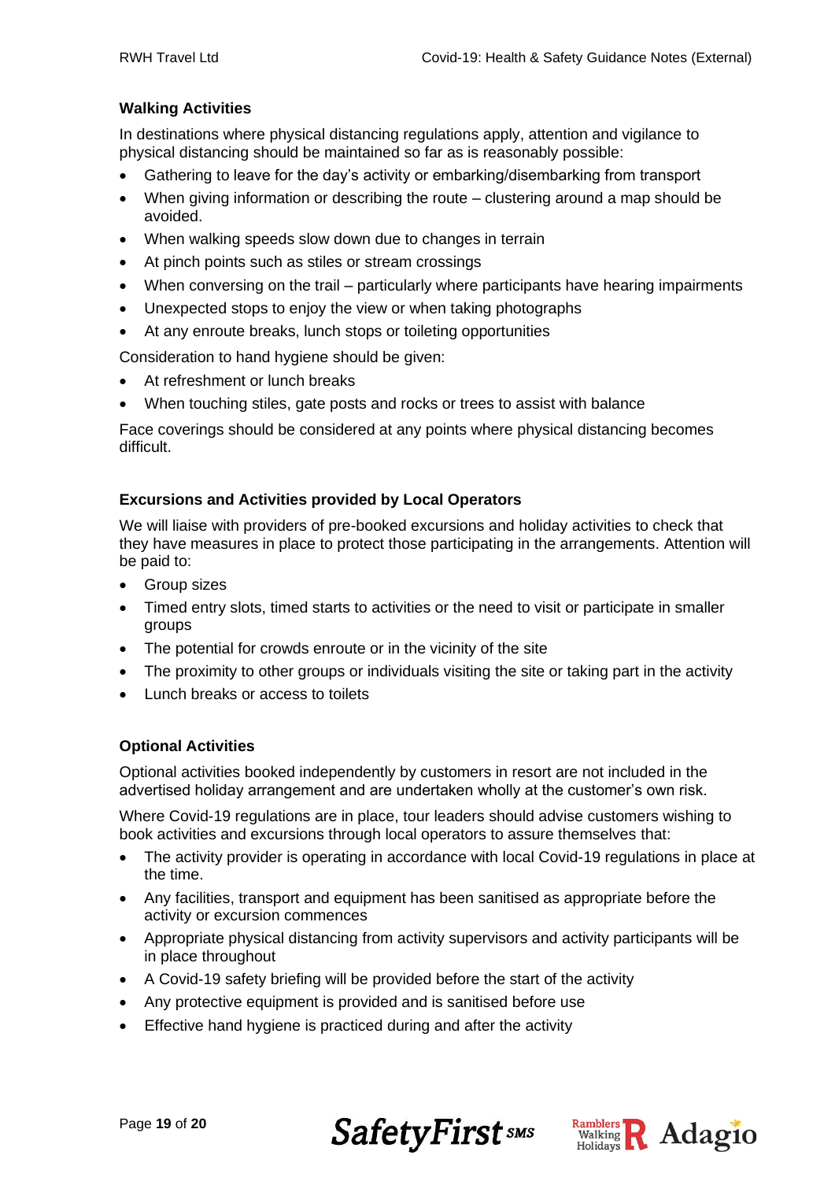### Walking Activities

In destinations where physical distancing regulations apply, attention and vigilance to physical distancing should be maintained so far as is reasonably possible:

- Gathering to leave for the day's activity or embarking/disembarking from transport
- When giving information or describing the route – clustering around a map should be avoided.
- When walking speeds slow down due to changes in terrain
- At pinch points such as stiles or stream crossings
- When conversing on the trail – particularly where participants have hearing impairments
- Unexpected stops to enjoy the view or when taking photographs
- At any enroute breaks, lunch stops or toileting opportunities

Consideration to hand hygiene should be given:

- At refreshment or lunch breaks
- When touching stiles, gate posts and rocks or trees to assist with balance

Face coverings should be considered at any points where physical distancing becomes difficult.

### Excursions and Activities provided by Local Operators

We will liaise with providers of pre-booked excursions and holiday activities to check that they have measures in place to protect those participating in the arrangements. Attention will be paid to:

- Group sizes
- Timed entry slots, timed starts to activities or the need to visit or participate in smaller groups
- The potential for crowds enroute or in the vicinity of the site
- The proximity to other groups or individuals visiting the site or taking part in the activity
- Lunch breaks or access to toilets

### Optional Activities

Optional activities booked independently by customers in resort are not included in the advertised holiday arrangement and are undertaken wholly at the customer's own risk.

Where Covid-19 regulations are in place, tour leaders should advise customers wishing to book activities and excursions through local operators to assure themselves that:

- The activity provider is operating in accordance with local Covid-19 regulations in place at the time.
- Any facilities, transport and equipment has been sanitised as appropriate before the activity or excursion commences
- Appropriate physical distancing from activity supervisors and activity participants will be in place throughout
- A Covid-19 safety briefing will be provided before the start of the activity
- Any protective equipment is provided and is sanitised before use
- Effective hand hygiene is practiced during and after the activity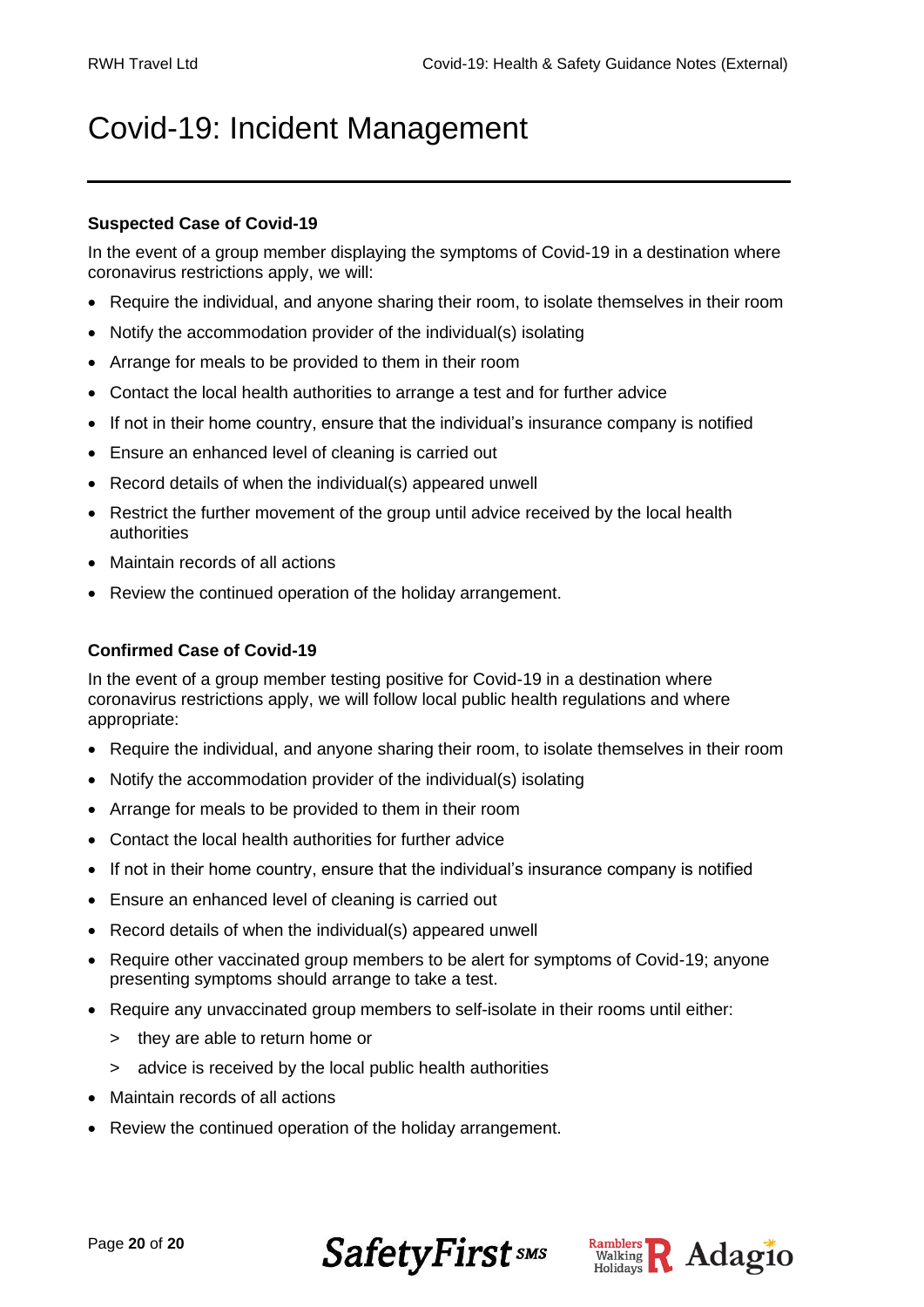# Covid-19: Incident Management

**Suspected Case of Covid-19**

In the event of a group member displaying the symptoms of Covid-19 in a destination where coronavirus restrictions apply, we will:

- Require the individual, and anyone sharing their room, to isolate themselves in their room
- Notify the accommodation provider of the individual(s) isolating
- Arrange for meals to be provided to them in their room
- Contact the local health authorities to arrange a test and for further advice
- If not in their home country, ensure that the individual's insurance company is notified
- Ensure an enhanced level of cleaning is carried out
- Record details of when the individual(s) appeared unwell
- Restrict the further movement of the group until advice received by the local health authorities
- Maintain records of all actions
- Review the continued operation of the holiday arrangement.

**Confirmed Case of Covid-19**

In the event of a group member testing positive for Covid-19 in a destination where coronavirus restrictions apply, we will follow local public health regulations and where appropriate:

- Require the individual, and anyone sharing their room, to isolate themselves in their room
- Notify the accommodation provider of the individual(s) isolating
- Arrange for meals to be provided to them in their room
- Contact the local health authorities for further advice
- If not in their home country, ensure that the individual's insurance company is notified
- Ensure an enhanced level of cleaning is carried out
- Record details of when the individual(s) appeared unwell
- Require other vaccinated group members to be alert for symptoms of Covid-19; anyone presenting symptoms should arrange to take a test.
- Require any unvaccinated group members to self-isolate in their rooms until either:
  - they are able to return home or
  - advice is received by the local public health authorities
- Maintain records of all actions
- Review the continued operation of the holiday arrangement.